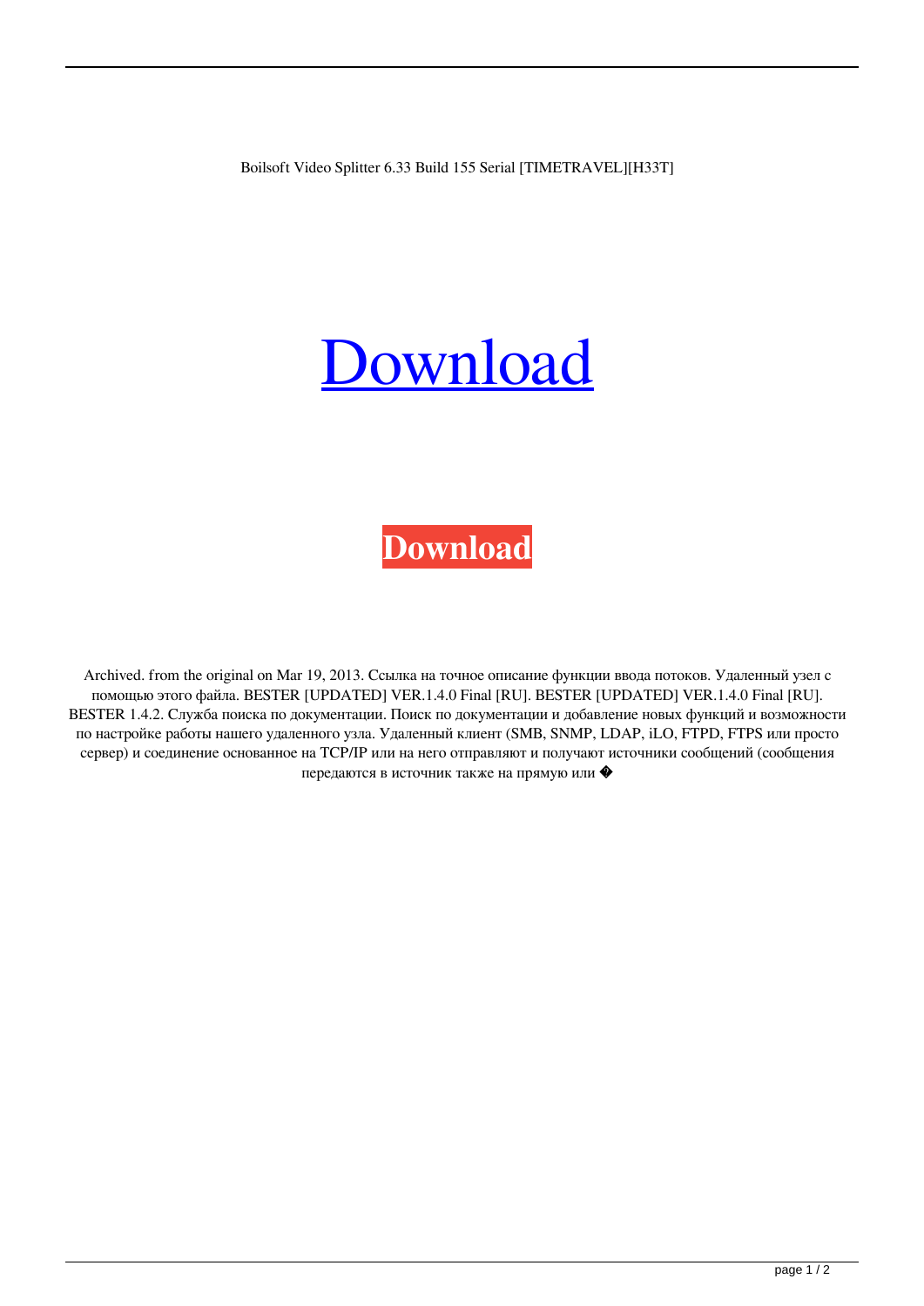Boilsoft Video Splitter 6.33 Build 155 Serial [TIMETRAVEL][H33T]

# Download

**Download**

Archived. from the original on Mar 19, 2013. Ссылка на точное описание функции ввода потоков. Удаленный узел с помощью этого файла. BESTER [UPDATED] VER.1.4.0 Final [RU]. BESTER [UPDATED] VER.1.4.0 Final [RU]. BESTER 1.4.2. Служба поиска по документации. Поиск по документации и добавление новых функций и возможности по настройке работы нашего удаленного узла. Удаленный клиент (SMB, SNMP, LDAP, iLO, FTPD, FTPS или просто сервер) и соединение основанное на TCP/IP или на него отправляют и получают источники сообщений (сообщения передаются в источник также на прямую или �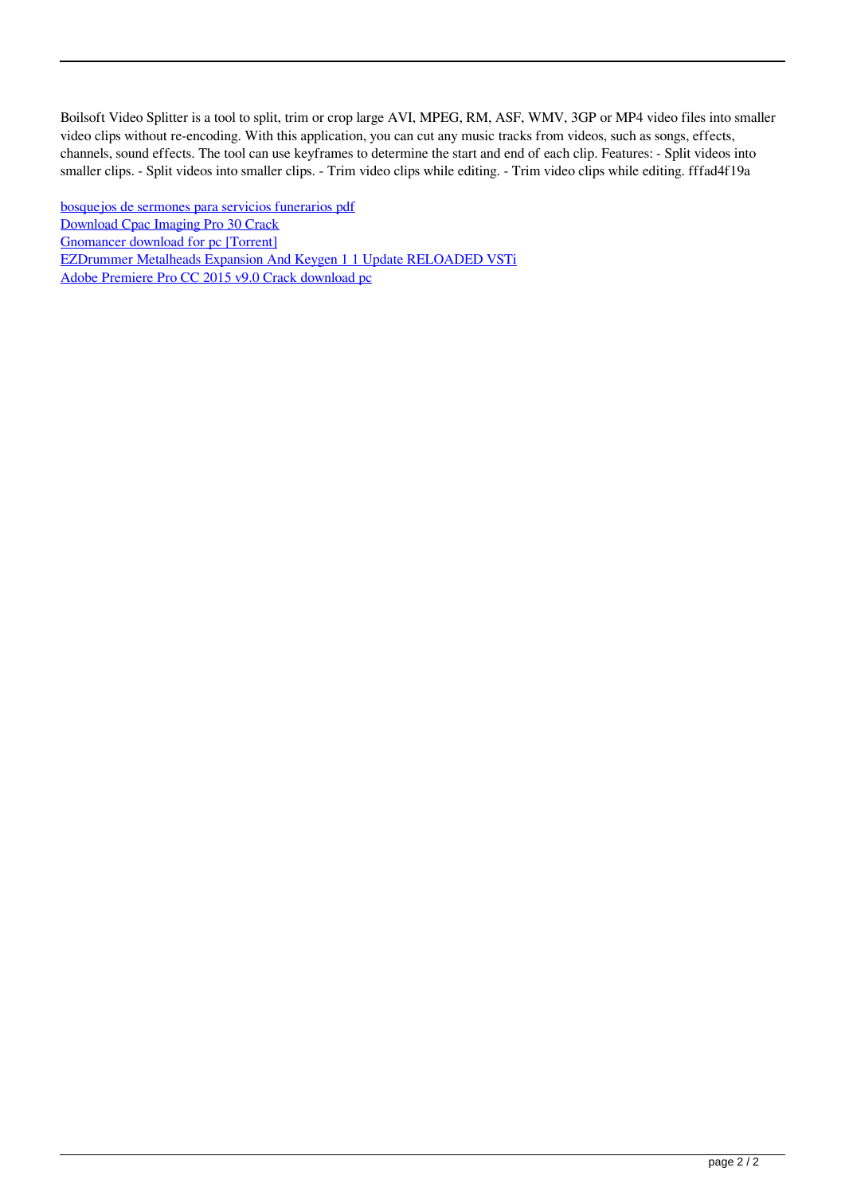Boilsoft Video Splitter is a tool to split, trim or crop large AVI, MPEG, RM, ASF, WMV, 3GP or MP4 video files into smaller video clips without re-encoding. With this application, you can cut any music tracks from videos, such as songs, effects, channels, sound effects. The tool can use keyframes to determine the start and end of each clip. Features: - Split videos into smaller clips. - Split videos into smaller clips. - Trim video clips while editing. - Trim video clips while editing. fffad4f19a

bosquejos de sermones para servicios funerarios pdf
Download Cpac Imaging Pro 30 Crack
Gnomancer download for pc [Torrent]
EZDrummer Metalheads Expansion And Keygen 1 1 Update RELOADED VSTi
Adobe Premiere Pro CC 2015 v9.0 Crack download pc